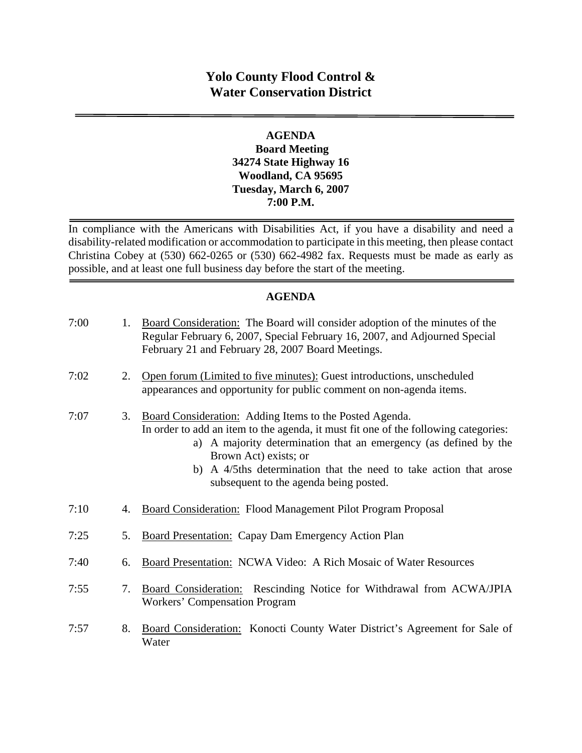# Yolo County Flood Control & Water Conservation District

---

**AGENDA**
**Board Meeting**
**34274 State Highway 16**
**Woodland, CA 95695**
**Tuesday, March 6, 2007**
**7:00 P.M.**

---

In compliance with the Americans with Disabilities Act, if you have a disability and need a disability-related modification or accommodation to participate in this meeting, then please contact Christina Cobey at (530) 662-0265 or (530) 662-4982 fax. Requests must be made as early as possible, and at least one full business day before the start of the meeting.

---

## AGENDA

7:00 1. Board Consideration: The Board will consider adoption of the minutes of the Regular February 6, 2007, Special February 16, 2007, and Adjourned Special February 21 and February 28, 2007 Board Meetings.

7:02 2. Open forum (Limited to five minutes): Guest introductions, unscheduled appearances and opportunity for public comment on non-agenda items.

7:07 3. Board Consideration: Adding Items to the Posted Agenda.
In order to add an item to the agenda, it must fit one of the following categories:
   a) A majority determination that an emergency (as defined by the Brown Act) exists; or
   b) A 4/5ths determination that the need to take action that arose subsequent to the agenda being posted.

7:10 4. Board Consideration: Flood Management Pilot Program Proposal

7:25 5. Board Presentation: Capay Dam Emergency Action Plan

7:40 6. Board Presentation: NCWA Video: A Rich Mosaic of Water Resources

7:55 7. Board Consideration: Rescinding Notice for Withdrawal from ACWA/JPIA Workers' Compensation Program

7:57 8. Board Consideration: Konocti County Water District's Agreement for Sale of Water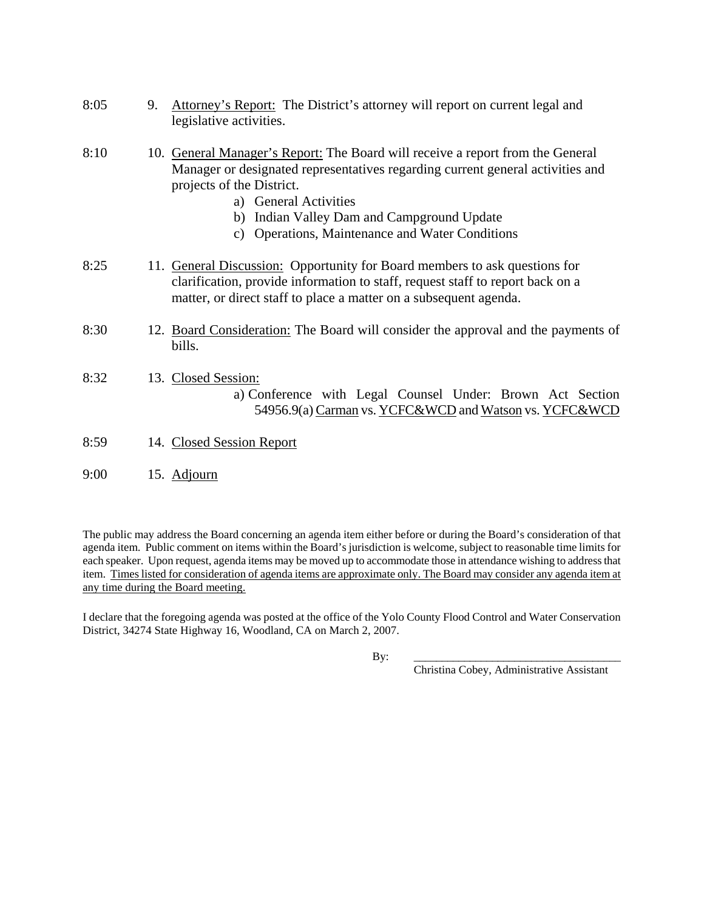8:05 9. <u>Attorney's Report:</u> The District's attorney will report on current legal and legislative activities.

8:10 10. <u>General Manager's Report:</u> The Board will receive a report from the General Manager or designated representatives regarding current general activities and projects of the District.

- a) General Activities
- b) Indian Valley Dam and Campground Update
- c) Operations, Maintenance and Water Conditions

8:25 11. <u>General Discussion:</u> Opportunity for Board members to ask questions for clarification, provide information to staff, request staff to report back on a matter, or direct staff to place a matter on a subsequent agenda.

8:30 12. <u>Board Consideration:</u> The Board will consider the approval and the payments of bills.

8:32 13. <u>Closed Session:</u>

- a) Conference with Legal Counsel Under: Brown Act Section 54956.9(a) <u>Carman</u> vs. <u>YCFC&WCD</u> and <u>Watson</u> vs. <u>YCFC&WCD</u>

8:59 14. <u>Closed Session Report</u>

9:00 15. <u>Adjourn</u>

The public may address the Board concerning an agenda item either before or during the Board's consideration of that agenda item. Public comment on items within the Board's jurisdiction is welcome, subject to reasonable time limits for each speaker. Upon request, agenda items may be moved up to accommodate those in attendance wishing to address that item. <u>Times listed for consideration of agenda items are approximate only. The Board may consider any agenda item at any time during the Board meeting.</u>

I declare that the foregoing agenda was posted at the office of the Yolo County Flood Control and Water Conservation District, 34274 State Highway 16, Woodland, CA on March 2, 2007.

By: ___________________________________

Christina Cobey, Administrative Assistant